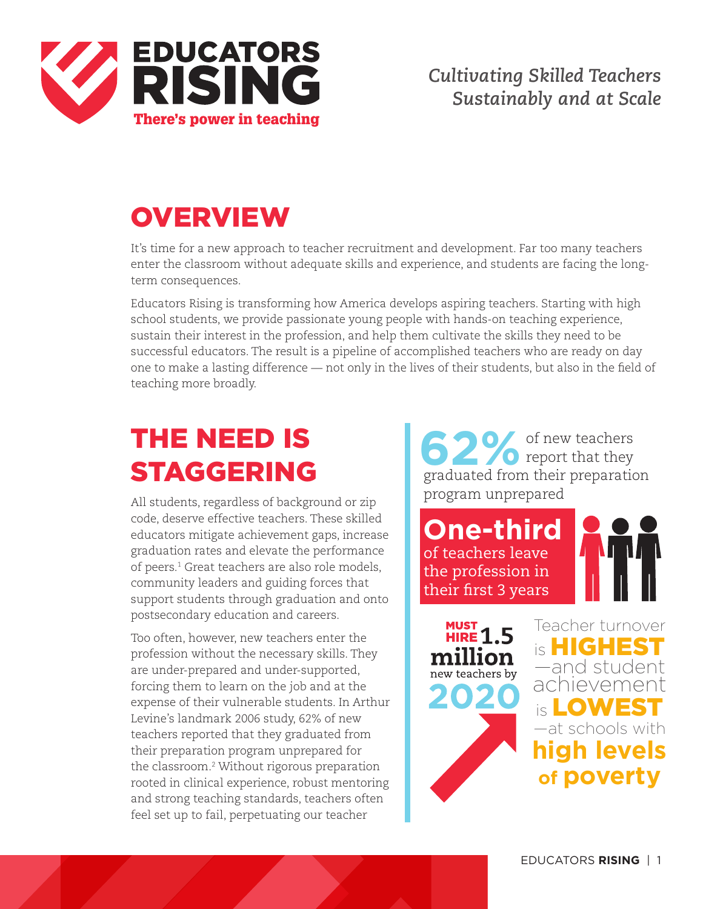EDUCATORS RISING

There's power in teaching

*Cultivating Skilled Teachers Sustainably and at Scale*

# OVERVIEW

It's time for a new approach to teacher recruitment and development. Far too many teachers enter the classroom without adequate skills and experience, and students are facing the long-term consequences.

Educators Rising is transforming how America develops aspiring teachers. Starting with high school students, we provide passionate young people with hands-on teaching experience, sustain their interest in the profession, and help them cultivate the skills they need to be successful educators. The result is a pipeline of accomplished teachers who are ready on day one to make a lasting difference — not only in the lives of their students, but also in the field of teaching more broadly.

## THE NEED IS STAGGERING

All students, regardless of background or zip code, deserve effective teachers. These skilled educators mitigate achievement gaps, increase graduation rates and elevate the performance of peers.[1] Great teachers are also role models, community leaders and guiding forces that support students through graduation and onto postsecondary education and careers.

Too often, however, new teachers enter the profession without the necessary skills. They are under-prepared and under-supported, forcing them to learn on the job and at the expense of their vulnerable students. In Arthur Levine's landmark 2006 study, 62% of new teachers reported that they graduated from their preparation program unprepared for the classroom.[2] Without rigorous preparation rooted in clinical experience, robust mentoring and strong teaching standards, teachers often feel set up to fail, perpetuating our teacher

**62%** of new teachers report that they graduated from their preparation program unprepared

**One-third** of teachers leave the profession in their first 3 years

**MUST HIRE 1.5 million** new teachers by **2020**

Teacher turnover is **HIGHEST** —and student achievement is **LOWEST** —at schools with **high levels of poverty**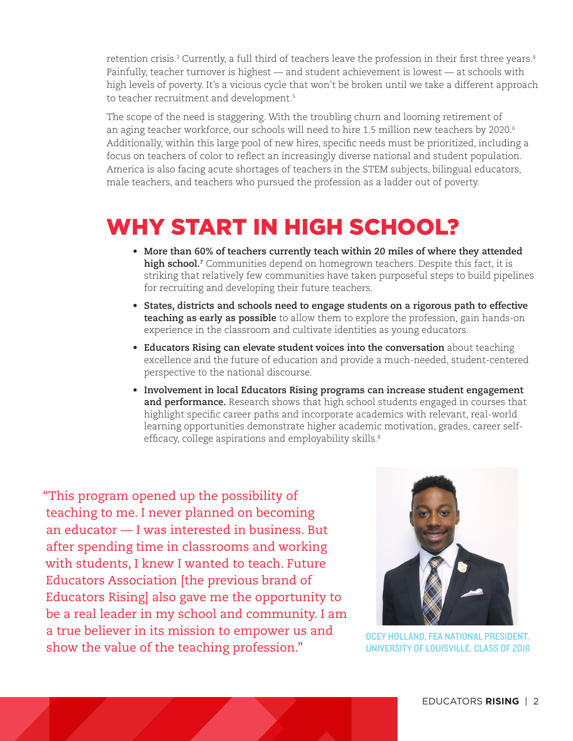retention crisis.[3] Currently, a full third of teachers leave the profession in their first three years.[4] Painfully, teacher turnover is highest — and student achievement is lowest — at schools with high levels of poverty. It's a vicious cycle that won't be broken until we take a different approach to teacher recruitment and development.[5]

The scope of the need is staggering. With the troubling churn and looming retirement of an aging teacher workforce, our schools will need to hire 1.5 million new teachers by 2020.[6] Additionally, within this large pool of new hires, specific needs must be prioritized, including a focus on teachers of color to reflect an increasingly diverse national and student population. America is also facing acute shortages of teachers in the STEM subjects, bilingual educators, male teachers, and teachers who pursued the profession as a ladder out of poverty.

# WHY START IN HIGH SCHOOL?

- **More than 60% of teachers currently teach within 20 miles of where they attended high school.**[7] Communities depend on homegrown teachers. Despite this fact, it is striking that relatively few communities have taken purposeful steps to build pipelines for recruiting and developing their future teachers.
- **States, districts and schools need to engage students on a rigorous path to effective teaching as early as possible** to allow them to explore the profession, gain hands-on experience in the classroom and cultivate identities as young educators.
- **Educators Rising can elevate student voices into the conversation** about teaching excellence and the future of education and provide a much-needed, student-centered perspective to the national discourse.
- **Involvement in local Educators Rising programs can increase student engagement and performance.** Research shows that high school students engaged in courses that highlight specific career paths and incorporate academics with relevant, real-world learning opportunities demonstrate higher academic motivation, grades, career self-efficacy, college aspirations and employability skills.[8]

"This program opened up the possibility of teaching to me. I never planned on becoming an educator — I was interested in business. But after spending time in classrooms and working with students, I knew I wanted to teach. Future Educators Association [the previous brand of Educators Rising] also gave me the opportunity to be a real leader in my school and community. I am a true believer in its mission to empower us and show the value of the teaching profession."

OCEY HOLLAND, FEA NATIONAL PRESIDENT, UNIVERSITY OF LOUISVILLE, CLASS OF 2018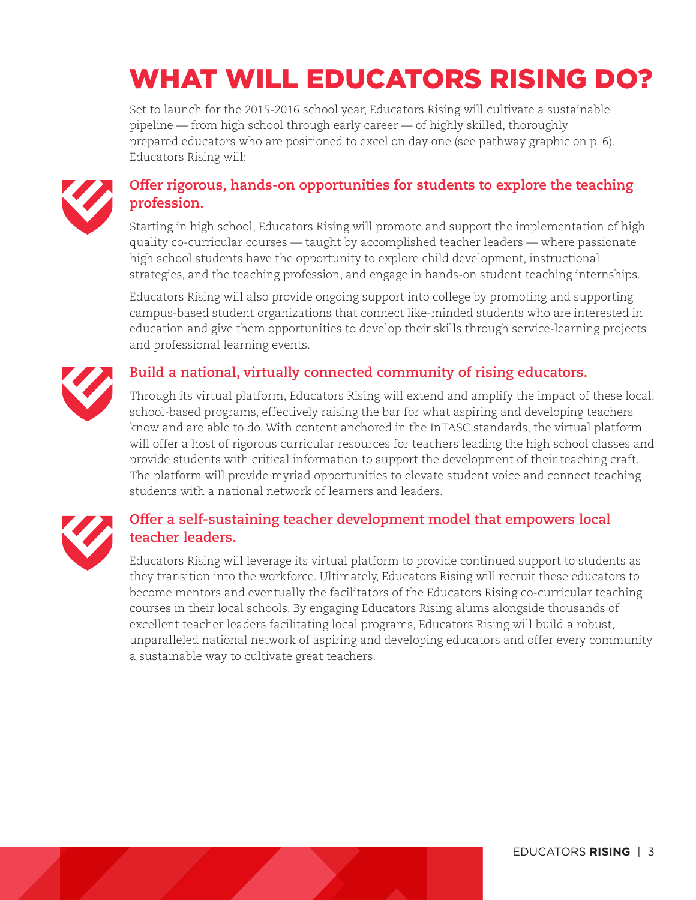# WHAT WILL EDUCATORS RISING DO?

Set to launch for the 2015-2016 school year, Educators Rising will cultivate a sustainable pipeline — from high school through early career — of highly skilled, thoroughly prepared educators who are positioned to excel on day one (see pathway graphic on p. 6). Educators Rising will:

## Offer rigorous, hands-on opportunities for students to explore the teaching profession.

Starting in high school, Educators Rising will promote and support the implementation of high quality co-curricular courses — taught by accomplished teacher leaders — where passionate high school students have the opportunity to explore child development, instructional strategies, and the teaching profession, and engage in hands-on student teaching internships.

Educators Rising will also provide ongoing support into college by promoting and supporting campus-based student organizations that connect like-minded students who are interested in education and give them opportunities to develop their skills through service-learning projects and professional learning events.

## Build a national, virtually connected community of rising educators.

Through its virtual platform, Educators Rising will extend and amplify the impact of these local, school-based programs, effectively raising the bar for what aspiring and developing teachers know and are able to do. With content anchored in the InTASC standards, the virtual platform will offer a host of rigorous curricular resources for teachers leading the high school classes and provide students with critical information to support the development of their teaching craft. The platform will provide myriad opportunities to elevate student voice and connect teaching students with a national network of learners and leaders.

## Offer a self-sustaining teacher development model that empowers local teacher leaders.

Educators Rising will leverage its virtual platform to provide continued support to students as they transition into the workforce. Ultimately, Educators Rising will recruit these educators to become mentors and eventually the facilitators of the Educators Rising co-curricular teaching courses in their local schools. By engaging Educators Rising alums alongside thousands of excellent teacher leaders facilitating local programs, Educators Rising will build a robust, unparalleled national network of aspiring and developing educators and offer every community a sustainable way to cultivate great teachers.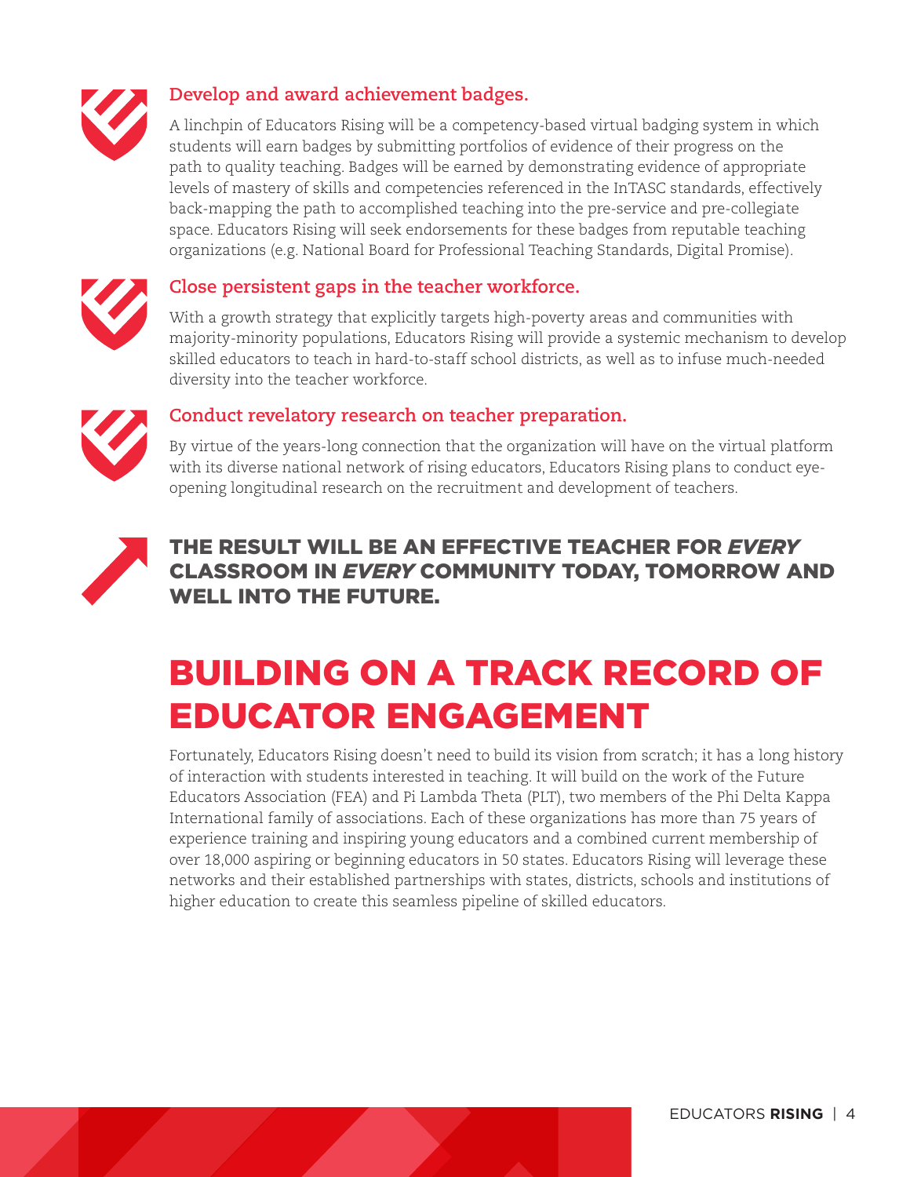### Develop and award achievement badges.

A linchpin of Educators Rising will be a competency-based virtual badging system in which students will earn badges by submitting portfolios of evidence of their progress on the path to quality teaching. Badges will be earned by demonstrating evidence of appropriate levels of mastery of skills and competencies referenced in the InTASC standards, effectively back-mapping the path to accomplished teaching into the pre-service and pre-collegiate space. Educators Rising will seek endorsements for these badges from reputable teaching organizations (e.g. National Board for Professional Teaching Standards, Digital Promise).

### Close persistent gaps in the teacher workforce.

With a growth strategy that explicitly targets high-poverty areas and communities with majority-minority populations, Educators Rising will provide a systemic mechanism to develop skilled educators to teach in hard-to-staff school districts, as well as to infuse much-needed diversity into the teacher workforce.

### Conduct revelatory research on teacher preparation.

By virtue of the years-long connection that the organization will have on the virtual platform with its diverse national network of rising educators, Educators Rising plans to conduct eye-opening longitudinal research on the recruitment and development of teachers.

**THE RESULT WILL BE AN EFFECTIVE TEACHER FOR *EVERY* CLASSROOM IN *EVERY* COMMUNITY TODAY, TOMORROW AND WELL INTO THE FUTURE.**

# BUILDING ON A TRACK RECORD OF EDUCATOR ENGAGEMENT

Fortunately, Educators Rising doesn't need to build its vision from scratch; it has a long history of interaction with students interested in teaching. It will build on the work of the Future Educators Association (FEA) and Pi Lambda Theta (PLT), two members of the Phi Delta Kappa International family of associations. Each of these organizations has more than 75 years of experience training and inspiring young educators and a combined current membership of over 18,000 aspiring or beginning educators in 50 states. Educators Rising will leverage these networks and their established partnerships with states, districts, schools and institutions of higher education to create this seamless pipeline of skilled educators.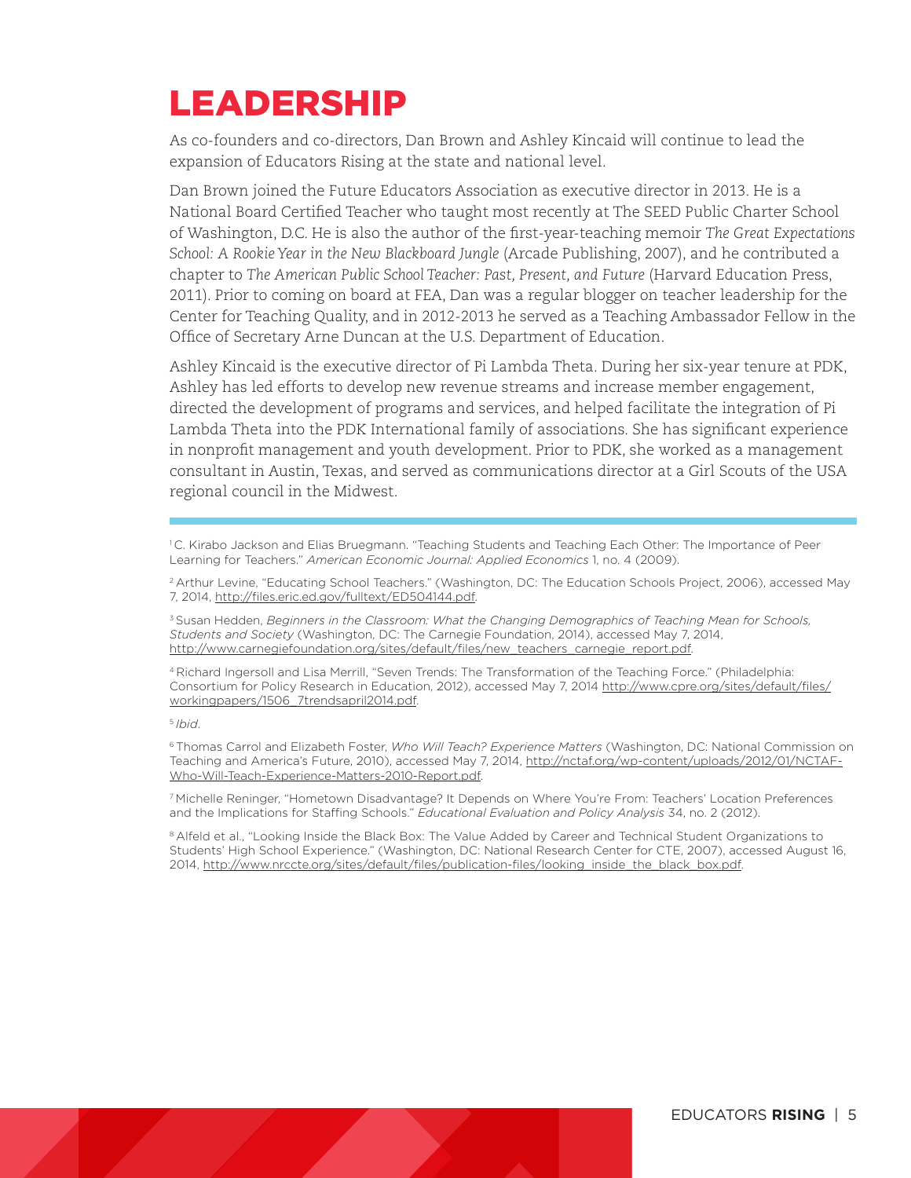# LEADERSHIP

As co-founders and co-directors, Dan Brown and Ashley Kincaid will continue to lead the expansion of Educators Rising at the state and national level.

Dan Brown joined the Future Educators Association as executive director in 2013. He is a National Board Certified Teacher who taught most recently at The SEED Public Charter School of Washington, D.C. He is also the author of the first-year-teaching memoir *The Great Expectations School: A Rookie Year in the New Blackboard Jungle* (Arcade Publishing, 2007), and he contributed a chapter to *The American Public School Teacher: Past, Present, and Future* (Harvard Education Press, 2011). Prior to coming on board at FEA, Dan was a regular blogger on teacher leadership for the Center for Teaching Quality, and in 2012-2013 he served as a Teaching Ambassador Fellow in the Office of Secretary Arne Duncan at the U.S. Department of Education.

Ashley Kincaid is the executive director of Pi Lambda Theta. During her six-year tenure at PDK, Ashley has led efforts to develop new revenue streams and increase member engagement, directed the development of programs and services, and helped facilitate the integration of Pi Lambda Theta into the PDK International family of associations. She has significant experience in nonprofit management and youth development. Prior to PDK, she worked as a management consultant in Austin, Texas, and served as communications director at a Girl Scouts of the USA regional council in the Midwest.

---

[1] C. Kirabo Jackson and Elias Bruegmann. "Teaching Students and Teaching Each Other: The Importance of Peer Learning for Teachers." *American Economic Journal: Applied Economics* 1, no. 4 (2009).

[2] Arthur Levine, "Educating School Teachers." (Washington, DC: The Education Schools Project, 2006), accessed May 7, 2014, http://files.eric.ed.gov/fulltext/ED504144.pdf.

[3] Susan Hedden, *Beginners in the Classroom: What the Changing Demographics of Teaching Mean for Schools, Students and Society* (Washington, DC: The Carnegie Foundation, 2014), accessed May 7, 2014, http://www.carnegiefoundation.org/sites/default/files/new_teachers_carnegie_report.pdf.

[4] Richard Ingersoll and Lisa Merrill, "Seven Trends: The Transformation of the Teaching Force." (Philadelphia: Consortium for Policy Research in Education, 2012), accessed May 7, 2014 http://www.cpre.org/sites/default/files/workingpapers/1506_7trendsapril2014.pdf.

[5] *Ibid*.

[6] Thomas Carrol and Elizabeth Foster, *Who Will Teach? Experience Matters* (Washington, DC: National Commission on Teaching and America's Future, 2010), accessed May 7, 2014, http://nctaf.org/wp-content/uploads/2012/01/NCTAF-Who-Will-Teach-Experience-Matters-2010-Report.pdf.

[7] Michelle Reninger, "Hometown Disadvantage? It Depends on Where You're From: Teachers' Location Preferences and the Implications for Staffing Schools." *Educational Evaluation and Policy Analysis* 34, no. 2 (2012).

[8] Alfeld et al., "Looking Inside the Black Box: The Value Added by Career and Technical Student Organizations to Students' High School Experience." (Washington, DC: National Research Center for CTE, 2007), accessed August 16, 2014, http://www.nrccte.org/sites/default/files/publication-files/looking_inside_the_black_box.pdf.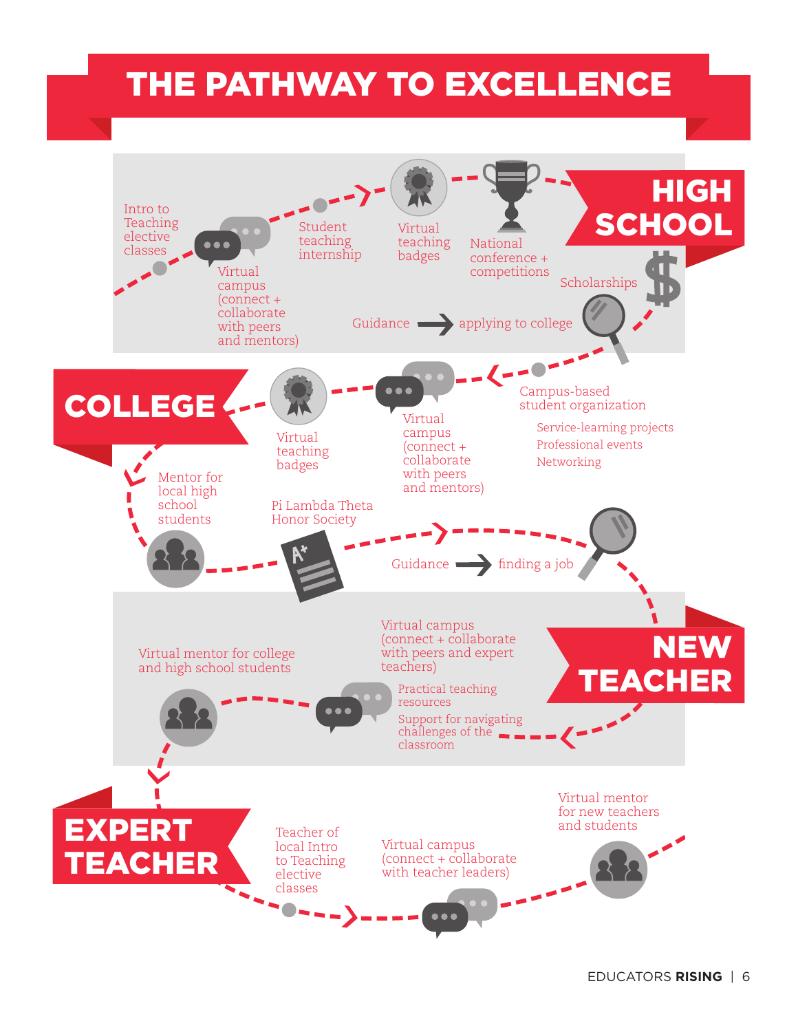# THE PATHWAY TO EXCELLENCE

## HIGH SCHOOL

Intro to Teaching elective classes

Virtual campus (connect + collaborate with peers and mentors)

Student teaching internship

Virtual teaching badges

National conference + competitions

Scholarships

Guidance → applying to college

## COLLEGE

Campus-based student organization

Service-learning projects
Professional events
Networking

Virtual campus (connect + collaborate with peers and mentors)

Virtual teaching badges

Mentor for local high school students

Pi Lambda Theta Honor Society

Guidance → finding a job

## NEW TEACHER

Virtual campus (connect + collaborate with peers and expert teachers)

Practical teaching resources

Support for navigating challenges of the classroom

Virtual mentor for college and high school students

## EXPERT TEACHER

Teacher of local Intro to Teaching elective classes

Virtual campus (connect + collaborate with teacher leaders)

Virtual mentor for new teachers and students